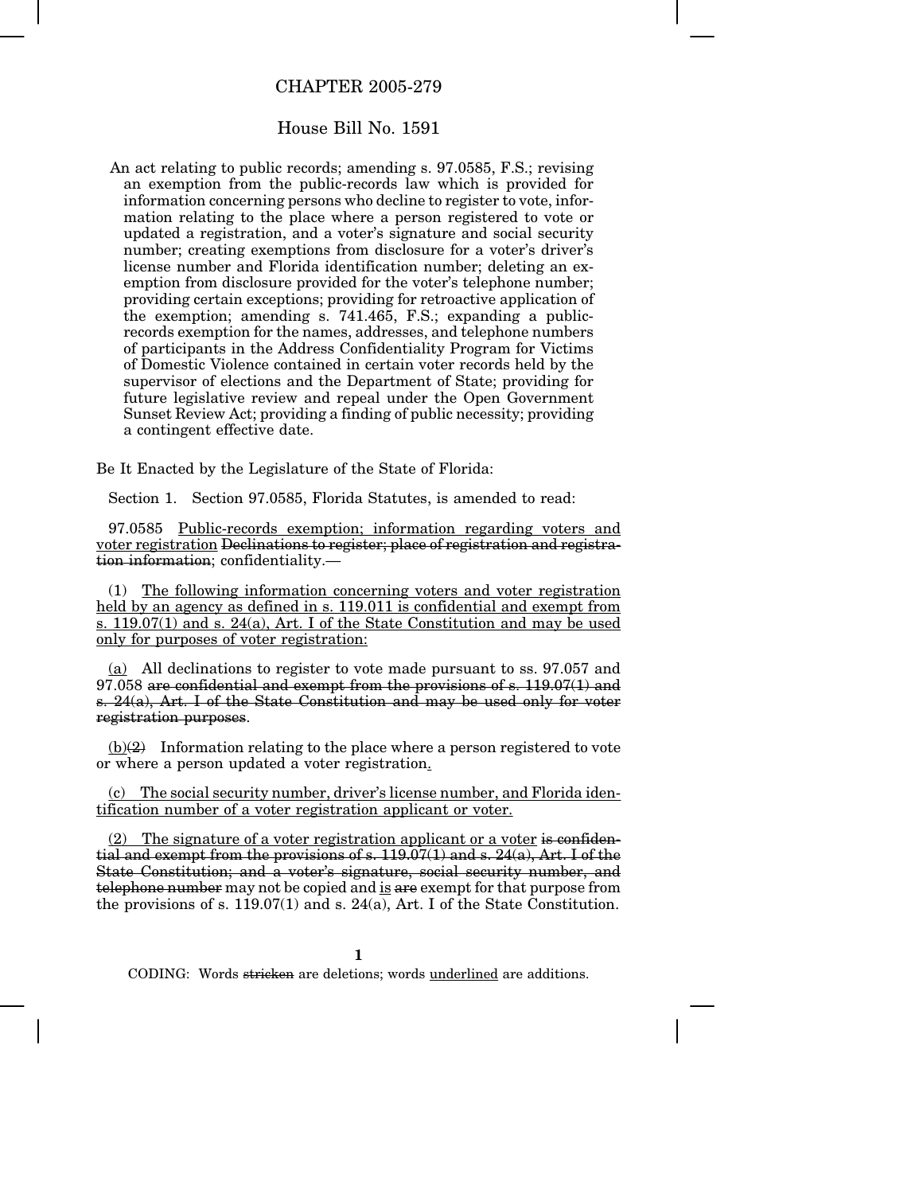# CHAPTER 2005-279

## House Bill No. 1591

An act relating to public records; amending s. 97.0585, F.S.; revising an exemption from the public-records law which is provided for information concerning persons who decline to register to vote, information relating to the place where a person registered to vote or updated a registration, and a voter's signature and social security number; creating exemptions from disclosure for a voter's driver's license number and Florida identification number; deleting an exemption from disclosure provided for the voter's telephone number; providing certain exceptions; providing for retroactive application of the exemption; amending s. 741.465, F.S.; expanding a public-records exemption for the names, addresses, and telephone numbers of participants in the Address Confidentiality Program for Victims of Domestic Violence contained in certain voter records held by the supervisor of elections and the Department of State; providing for future legislative review and repeal under the Open Government Sunset Review Act; providing a finding of public necessity; providing a contingent effective date.

Be It Enacted by the Legislature of the State of Florida:

Section 1. Section 97.0585, Florida Statutes, is amended to read:

97.0585 <u>Public-records exemption; information regarding voters and voter registration</u> ~~Declinations to register; place of registration and registration information~~; confidentiality.—

(1) <u>The following information concerning voters and voter registration held by an agency as defined in s. 119.011 is confidential and exempt from s. 119.07(1) and s. 24(a), Art. I of the State Constitution and may be used only for purposes of voter registration:</u>

<u>(a)</u> All declinations to register to vote made pursuant to ss. 97.057 and 97.058 ~~are confidential and exempt from the provisions of s. 119.07(1) and s. 24(a), Art. I of the State Constitution and may be used only for voter registration purposes~~.

<u>(b)</u>~~(2)~~ Information relating to the place where a person registered to vote or where a person updated a voter registration<u>.</u>

<u>(c) The social security number, driver's license number, and Florida identification number of a voter registration applicant or voter.</u>

<u>(2) The signature of a voter registration applicant or a voter</u> ~~is confidential and exempt from the provisions of s. 119.07(1) and s. 24(a), Art. I of the State Constitution; and a voter's signature, social security number, and telephone number~~ may not be copied and <u>is</u> ~~are~~ exempt for that purpose from the provisions of s. 119.07(1) and s. 24(a), Art. I of the State Constitution.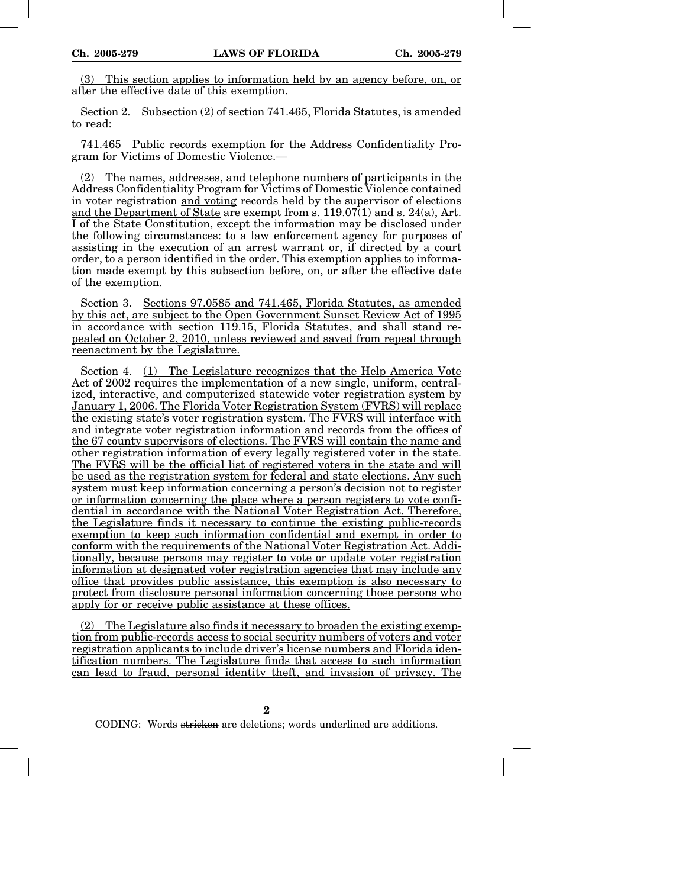(3) This section applies to information held by an agency before, on, or after the effective date of this exemption.

Section 2. Subsection (2) of section 741.465, Florida Statutes, is amended to read:

741.465 Public records exemption for the Address Confidentiality Program for Victims of Domestic Violence.—

(2) The names, addresses, and telephone numbers of participants in the Address Confidentiality Program for Victims of Domestic Violence contained in voter registration and voting records held by the supervisor of elections and the Department of State are exempt from s. 119.07(1) and s. 24(a), Art. I of the State Constitution, except the information may be disclosed under the following circumstances: to a law enforcement agency for purposes of assisting in the execution of an arrest warrant or, if directed by a court order, to a person identified in the order. This exemption applies to information made exempt by this subsection before, on, or after the effective date of the exemption.

Section 3. Sections 97.0585 and 741.465, Florida Statutes, as amended by this act, are subject to the Open Government Sunset Review Act of 1995 in accordance with section 119.15, Florida Statutes, and shall stand repealed on October 2, 2010, unless reviewed and saved from repeal through reenactment by the Legislature.

Section 4. (1) The Legislature recognizes that the Help America Vote Act of 2002 requires the implementation of a new single, uniform, centralized, interactive, and computerized statewide voter registration system by January 1, 2006. The Florida Voter Registration System (FVRS) will replace the existing state's voter registration system. The FVRS will interface with and integrate voter registration information and records from the offices of the 67 county supervisors of elections. The FVRS will contain the name and other registration information of every legally registered voter in the state. The FVRS will be the official list of registered voters in the state and will be used as the registration system for federal and state elections. Any such system must keep information concerning a person's decision not to register or information concerning the place where a person registers to vote confidential in accordance with the National Voter Registration Act. Therefore, the Legislature finds it necessary to continue the existing public-records exemption to keep such information confidential and exempt in order to conform with the requirements of the National Voter Registration Act. Additionally, because persons may register to vote or update voter registration information at designated voter registration agencies that may include any office that provides public assistance, this exemption is also necessary to protect from disclosure personal information concerning those persons who apply for or receive public assistance at these offices.

(2) The Legislature also finds it necessary to broaden the existing exemption from public-records access to social security numbers of voters and voter registration applicants to include driver's license numbers and Florida identification numbers. The Legislature finds that access to such information can lead to fraud, personal identity theft, and invasion of privacy. The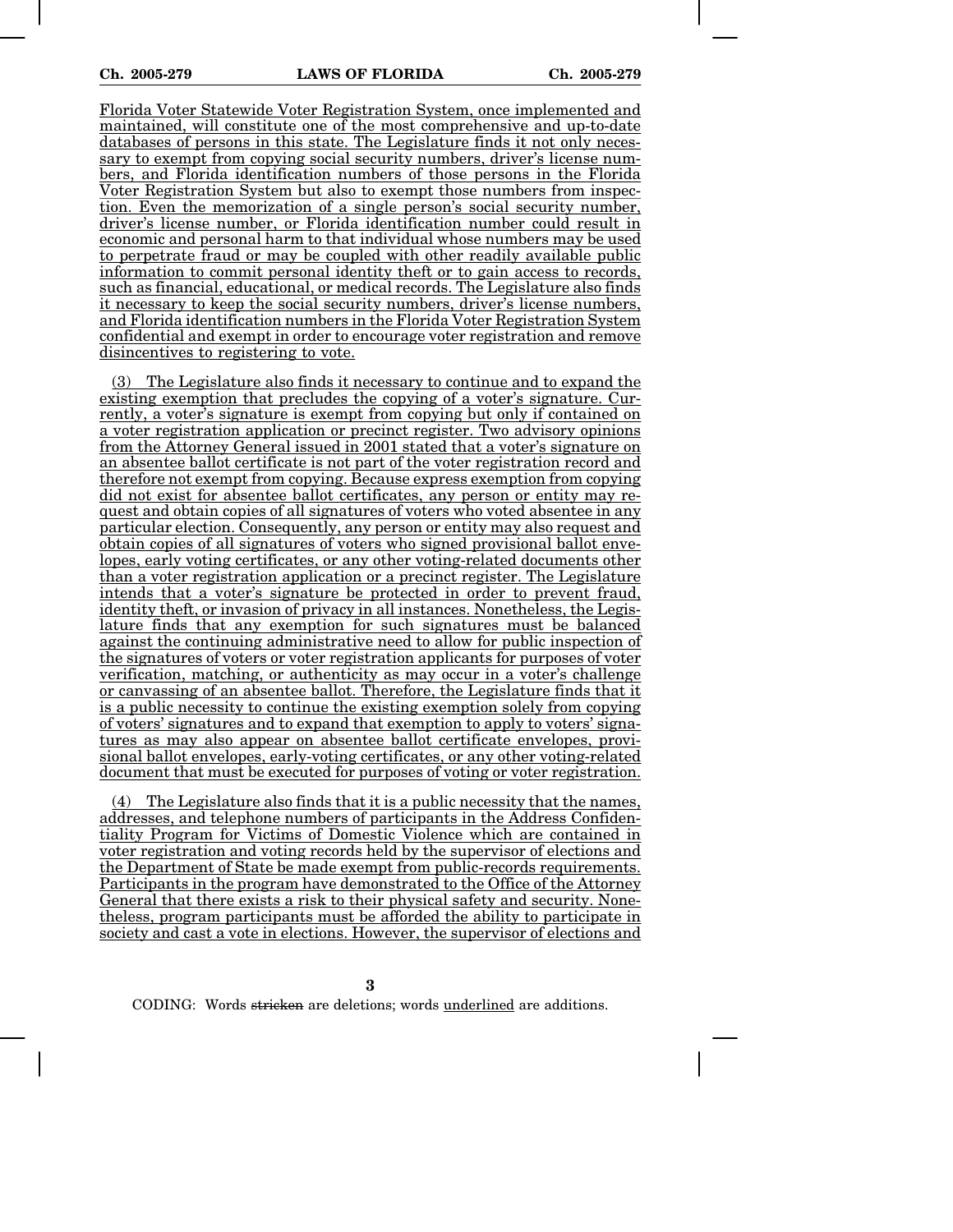Florida Voter Statewide Voter Registration System, once implemented and maintained, will constitute one of the most comprehensive and up-to-date databases of persons in this state. The Legislature finds it not only necessary to exempt from copying social security numbers, driver's license numbers, and Florida identification numbers of those persons in the Florida Voter Registration System but also to exempt those numbers from inspection. Even the memorization of a single person's social security number, driver's license number, or Florida identification number could result in economic and personal harm to that individual whose numbers may be used to perpetrate fraud or may be coupled with other readily available public information to commit personal identity theft or to gain access to records, such as financial, educational, or medical records. The Legislature also finds it necessary to keep the social security numbers, driver's license numbers, and Florida identification numbers in the Florida Voter Registration System confidential and exempt in order to encourage voter registration and remove disincentives to registering to vote.

(3) The Legislature also finds it necessary to continue and to expand the existing exemption that precludes the copying of a voter's signature. Currently, a voter's signature is exempt from copying but only if contained on a voter registration application or precinct register. Two advisory opinions from the Attorney General issued in 2001 stated that a voter's signature on an absentee ballot certificate is not part of the voter registration record and therefore not exempt from copying. Because express exemption from copying did not exist for absentee ballot certificates, any person or entity may request and obtain copies of all signatures of voters who voted absentee in any particular election. Consequently, any person or entity may also request and obtain copies of all signatures of voters who signed provisional ballot envelopes, early voting certificates, or any other voting-related documents other than a voter registration application or a precinct register. The Legislature intends that a voter's signature be protected in order to prevent fraud, identity theft, or invasion of privacy in all instances. Nonetheless, the Legislature finds that any exemption for such signatures must be balanced against the continuing administrative need to allow for public inspection of the signatures of voters or voter registration applicants for purposes of voter verification, matching, or authenticity as may occur in a voter's challenge or canvassing of an absentee ballot. Therefore, the Legislature finds that it is a public necessity to continue the existing exemption solely from copying of voters' signatures and to expand that exemption to apply to voters' signatures as may also appear on absentee ballot certificate envelopes, provisional ballot envelopes, early-voting certificates, or any other voting-related document that must be executed for purposes of voting or voter registration.

(4) The Legislature also finds that it is a public necessity that the names, addresses, and telephone numbers of participants in the Address Confidentiality Program for Victims of Domestic Violence which are contained in voter registration and voting records held by the supervisor of elections and the Department of State be made exempt from public-records requirements. Participants in the program have demonstrated to the Office of the Attorney General that there exists a risk to their physical safety and security. Nonetheless, program participants must be afforded the ability to participate in society and cast a vote in elections. However, the supervisor of elections and

CODING: Words stricken are deletions; words underlined are additions.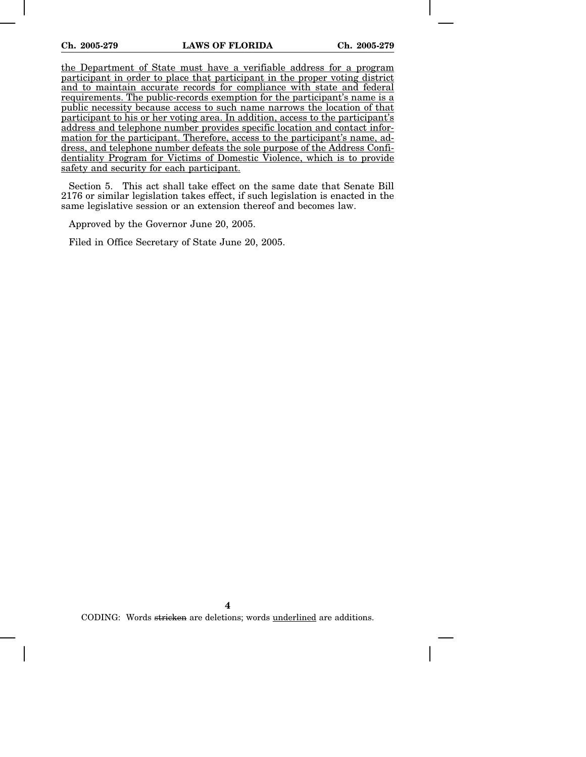<u>the Department of State must have a verifiable address for a program participant in order to place that participant in the proper voting district and to maintain accurate records for compliance with state and federal requirements. The public-records exemption for the participant's name is a public necessity because access to such name narrows the location of that participant to his or her voting area. In addition, access to the participant's address and telephone number provides specific location and contact information for the participant. Therefore, access to the participant's name, address, and telephone number defeats the sole purpose of the Address Confidentiality Program for Victims of Domestic Violence, which is to provide safety and security for each participant.</u>

Section 5. This act shall take effect on the same date that Senate Bill 2176 or similar legislation takes effect, if such legislation is enacted in the same legislative session or an extension thereof and becomes law.

Approved by the Governor June 20, 2005.

Filed in Office Secretary of State June 20, 2005.

CODING: Words ~~stricken~~ are deletions; words <u>underlined</u> are additions.